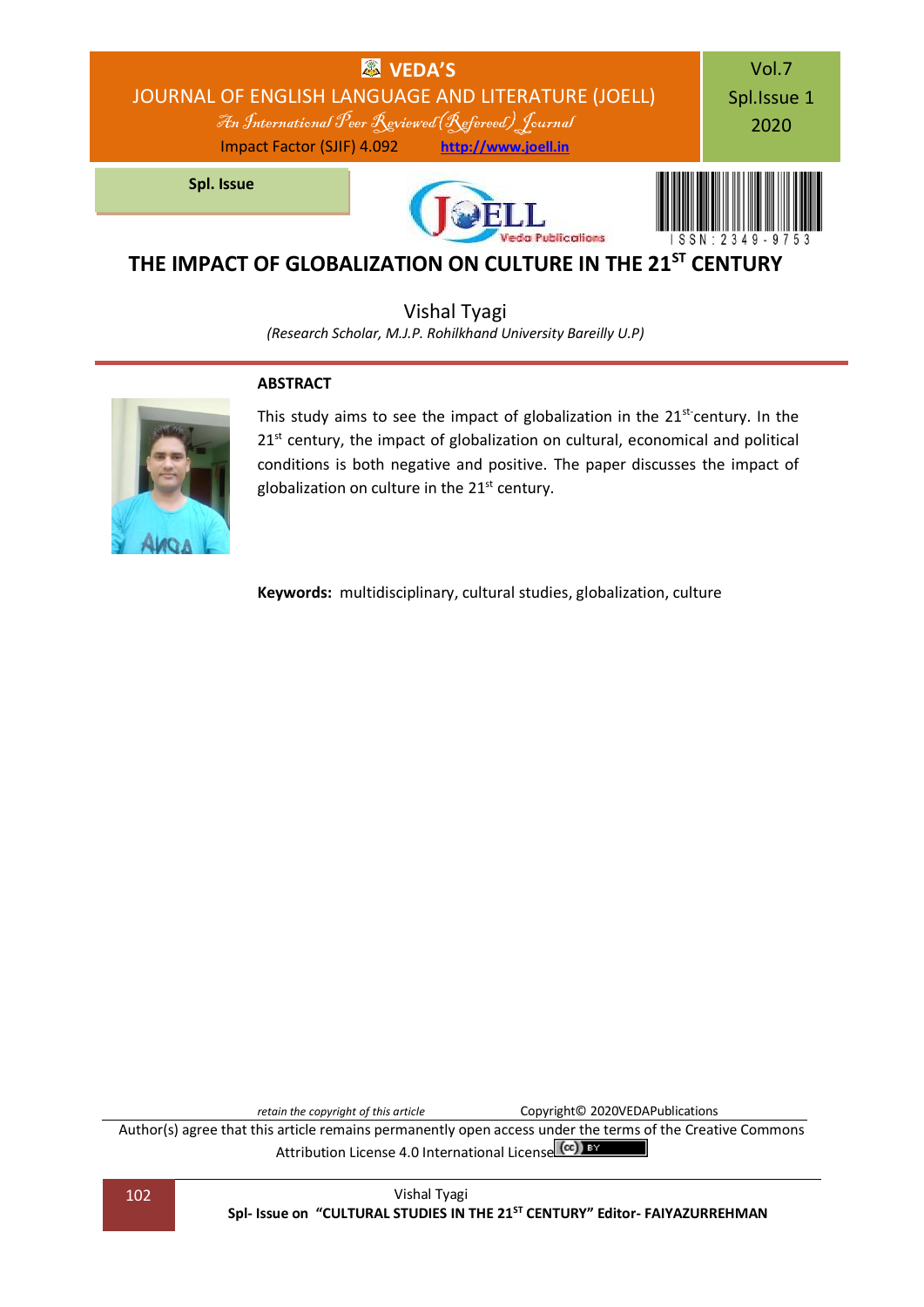# THE IMPACT OF GLOBALIZATION ON CULTURE IN THE 21ST CENTURY

Vishal Tyagi

*(Research Scholar, M.J.P. Rohilkhand University Bareilly U.P)*

## ABSTRACT

This study aims to see the impact of globalization in the 21st century. In the 21st century, the impact of globalization on cultural, economical and political conditions is both negative and positive. The paper discusses the impact of globalization on culture in the 21st century.

**Keywords:** multidisciplinary, cultural studies, globalization, culture

*retain the copyright of this article* Copyright© 2020VEDAPublications

Author(s) agree that this article remains permanently open access under the terms of the Creative Commons Attribution License 4.0 International License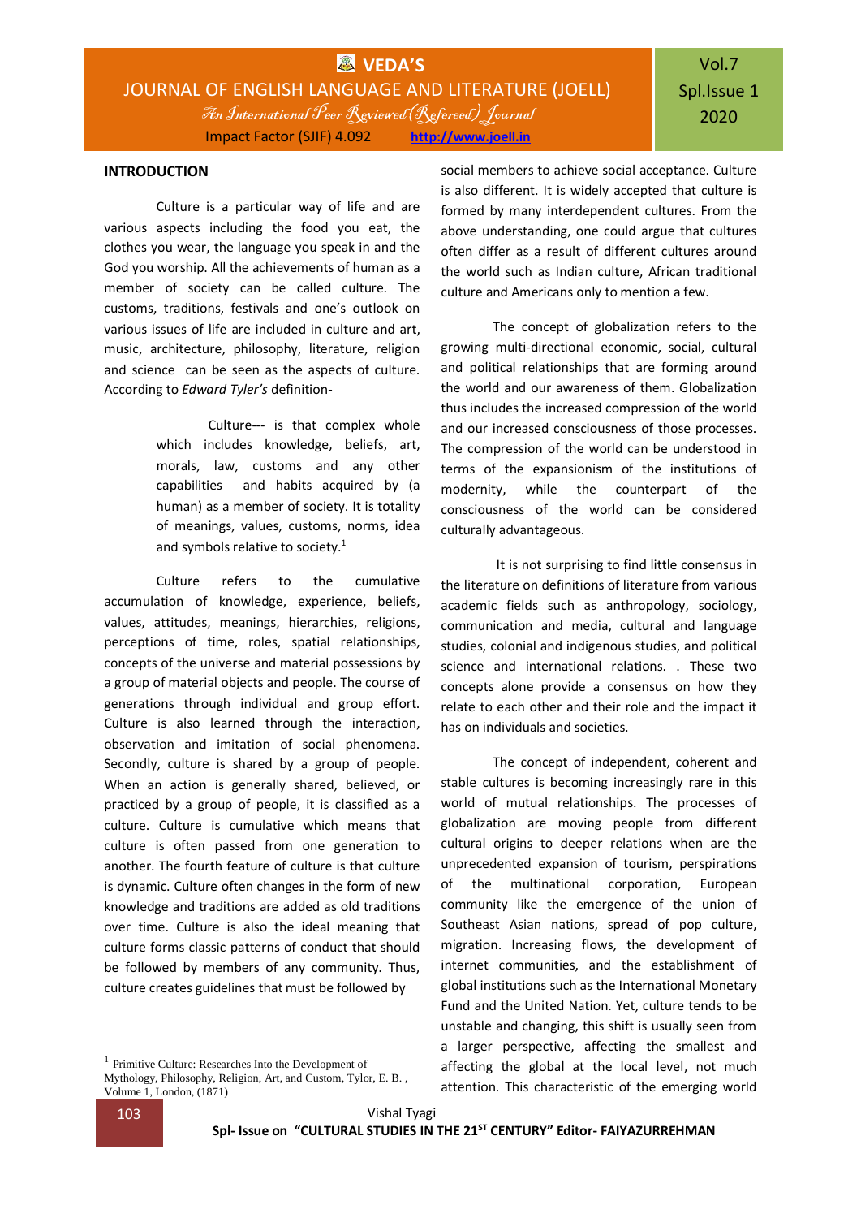## INTRODUCTION

Culture is a particular way of life and are various aspects including the food you eat, the clothes you wear, the language you speak in and the God you worship. All the achievements of human as a member of society can be called culture. The customs, traditions, festivals and one's outlook on various issues of life are included in culture and art, music, architecture, philosophy, literature, religion and science can be seen as the aspects of culture. According to *Edward Tyler's* definition-

> Culture--- is that complex whole which includes knowledge, beliefs, art, morals, law, customs and any other capabilities and habits acquired by (a human) as a member of society. It is totality of meanings, values, customs, norms, idea and symbols relative to society.[1]

Culture refers to the cumulative accumulation of knowledge, experience, beliefs, values, attitudes, meanings, hierarchies, religions, perceptions of time, roles, spatial relationships, concepts of the universe and material possessions by a group of material objects and people. The course of generations through individual and group effort. Culture is also learned through the interaction, observation and imitation of social phenomena. Secondly, culture is shared by a group of people. When an action is generally shared, believed, or practiced by a group of people, it is classified as a culture. Culture is cumulative which means that culture is often passed from one generation to another. The fourth feature of culture is that culture is dynamic. Culture often changes in the form of new knowledge and traditions are added as old traditions over time. Culture is also the ideal meaning that culture forms classic patterns of conduct that should be followed by members of any community. Thus, culture creates guidelines that must be followed by social members to achieve social acceptance. Culture is also different. It is widely accepted that culture is formed by many interdependent cultures. From the above understanding, one could argue that cultures often differ as a result of different cultures around the world such as Indian culture, African traditional culture and Americans only to mention a few.

The concept of globalization refers to the growing multi-directional economic, social, cultural and political relationships that are forming around the world and our awareness of them. Globalization thus includes the increased compression of the world and our increased consciousness of those processes. The compression of the world can be understood in terms of the expansionism of the institutions of modernity, while the counterpart of the consciousness of the world can be considered culturally advantageous.

It is not surprising to find little consensus in the literature on definitions of literature from various academic fields such as anthropology, sociology, communication and media, cultural and language studies, colonial and indigenous studies, and political science and international relations. . These two concepts alone provide a consensus on how they relate to each other and their role and the impact it has on individuals and societies.

The concept of independent, coherent and stable cultures is becoming increasingly rare in this world of mutual relationships. The processes of globalization are moving people from different cultural origins to deeper relations when are the unprecedented expansion of tourism, perspirations of the multinational corporation, European community like the emergence of the union of Southeast Asian nations, spread of pop culture, migration. Increasing flows, the development of internet communities, and the establishment of global institutions such as the International Monetary Fund and the United Nation. Yet, culture tends to be unstable and changing, this shift is usually seen from a larger perspective, affecting the smallest and affecting the global at the local level, not much attention. This characteristic of the emerging world

---

[1] Primitive Culture: Researches Into the Development of Mythology, Philosophy, Religion, Art, and Custom, Tylor, E. B. , Volume 1, London, (1871)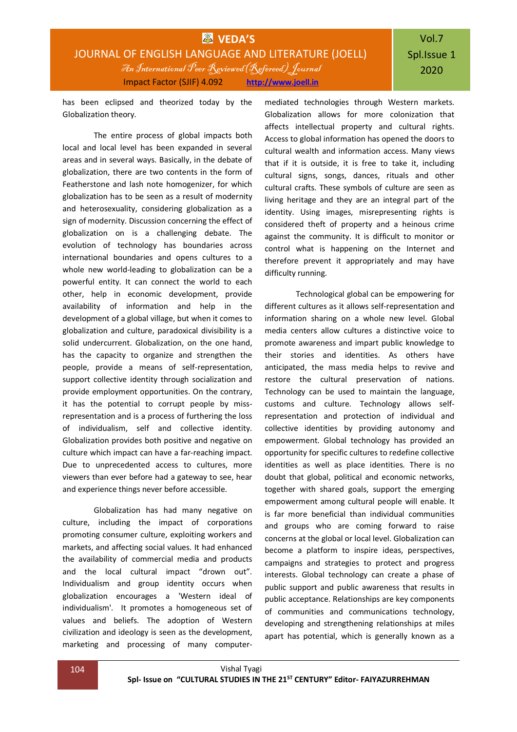has been eclipsed and theorized today by the Globalization theory.

The entire process of global impacts both local and local level has been expanded in several areas and in several ways. Basically, in the debate of globalization, there are two contents in the form of Featherstone and lash note homogenizer, for which globalization has to be seen as a result of modernity and heterosexuality, considering globalization as a sign of modernity. Discussion concerning the effect of globalization on is a challenging debate. The evolution of technology has boundaries across international boundaries and opens cultures to a whole new world-leading to globalization can be a powerful entity. It can connect the world to each other, help in economic development, provide availability of information and help in the development of a global village, but when it comes to globalization and culture, paradoxical divisibility is a solid undercurrent. Globalization, on the one hand, has the capacity to organize and strengthen the people, provide a means of self-representation, support collective identity through socialization and provide employment opportunities. On the contrary, it has the potential to corrupt people by miss-representation and is a process of furthering the loss of individualism, self and collective identity. Globalization provides both positive and negative on culture which impact can have a far-reaching impact. Due to unprecedented access to cultures, more viewers than ever before had a gateway to see, hear and experience things never before accessible.

Globalization has had many negative on culture, including the impact of corporations promoting consumer culture, exploiting workers and markets, and affecting social values. It had enhanced the availability of commercial media and products and the local cultural impact "drown out". Individualism and group identity occurs when globalization encourages a 'Western ideal of individualism'. It promotes a homogeneous set of values and beliefs. The adoption of Western civilization and ideology is seen as the development, marketing and processing of many computer-mediated technologies through Western markets. Globalization allows for more colonization that affects intellectual property and cultural rights. Access to global information has opened the doors to cultural wealth and information access. Many views that if it is outside, it is free to take it, including cultural signs, songs, dances, rituals and other cultural crafts. These symbols of culture are seen as living heritage and they are an integral part of the identity. Using images, misrepresenting rights is considered theft of property and a heinous crime against the community. It is difficult to monitor or control what is happening on the Internet and therefore prevent it appropriately and may have difficulty running.

Technological global can be empowering for different cultures as it allows self-representation and information sharing on a whole new level. Global media centers allow cultures a distinctive voice to promote awareness and impart public knowledge to their stories and identities. As others have anticipated, the mass media helps to revive and restore the cultural preservation of nations. Technology can be used to maintain the language, customs and culture. Technology allows self-representation and protection of individual and collective identities by providing autonomy and empowerment. Global technology has provided an opportunity for specific cultures to redefine collective identities as well as place identities. There is no doubt that global, political and economic networks, together with shared goals, support the emerging empowerment among cultural people will enable. It is far more beneficial than individual communities and groups who are coming forward to raise concerns at the global or local level. Globalization can become a platform to inspire ideas, perspectives, campaigns and strategies to protect and progress interests. Global technology can create a phase of public support and public awareness that results in public acceptance. Relationships are key components of communities and communications technology, developing and strengthening relationships at miles apart has potential, which is generally known as a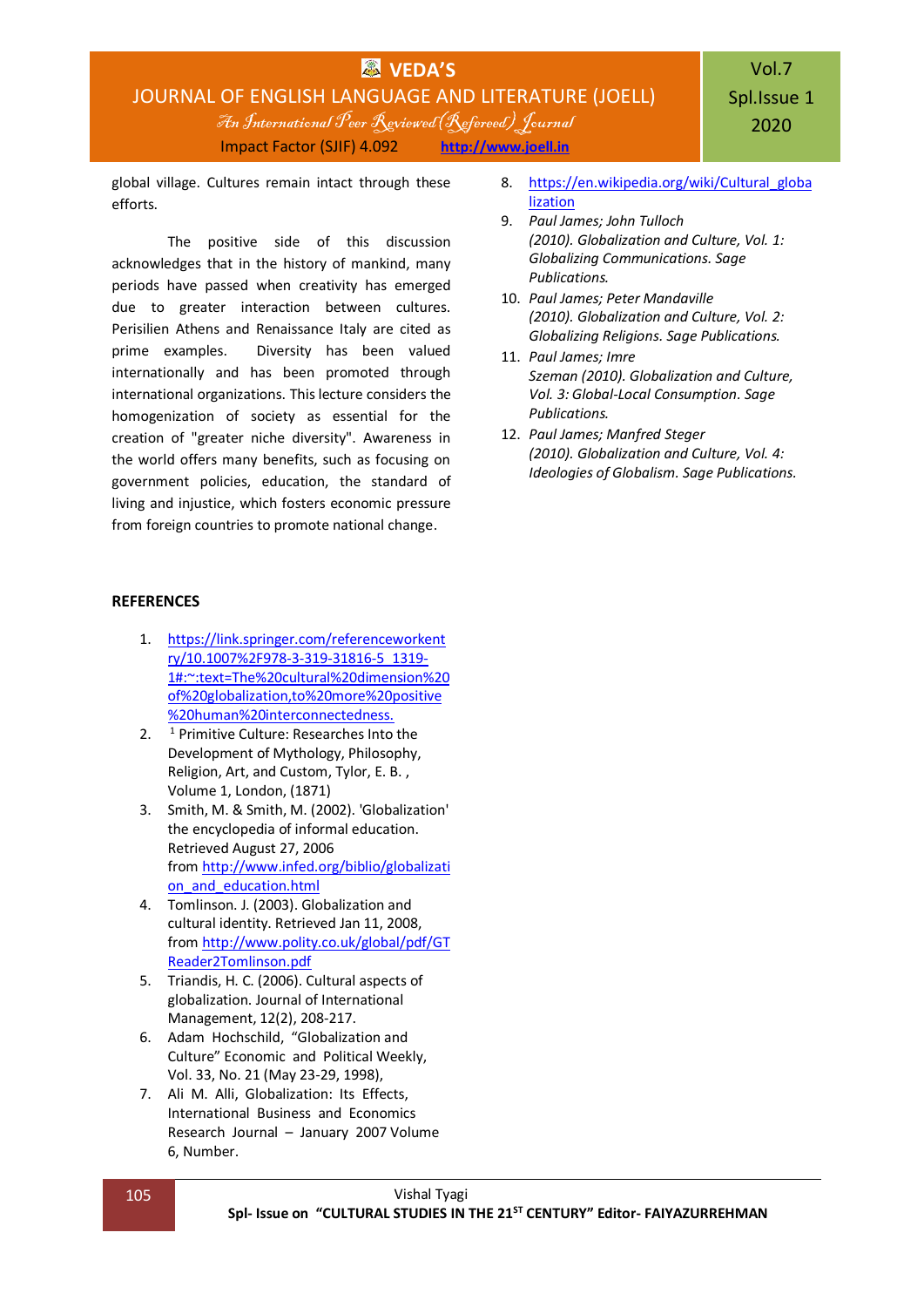global village. Cultures remain intact through these efforts.

The positive side of this discussion acknowledges that in the history of mankind, many periods have passed when creativity has emerged due to greater interaction between cultures. Perisilien Athens and Renaissance Italy are cited as prime examples. Diversity has been valued internationally and has been promoted through international organizations. This lecture considers the homogenization of society as essential for the creation of "greater niche diversity". Awareness in the world offers many benefits, such as focusing on government policies, education, the standard of living and injustice, which fosters economic pressure from foreign countries to promote national change.

## REFERENCES

1. https://link.springer.com/referenceworkentry/10.1007%2F978-3-319-31816-5_1319-1#:~:text=The%20cultural%20dimension%20of%20globalization,to%20more%20positive%20human%20interconnectedness.
2. [1] Primitive Culture: Researches Into the Development of Mythology, Philosophy, Religion, Art, and Custom, Tylor, E. B. , Volume 1, London, (1871)
3. Smith, M. & Smith, M. (2002). 'Globalization' the encyclopedia of informal education. Retrieved August 27, 2006 from http://www.infed.org/biblio/globalization_and_education.html
4. Tomlinson. J. (2003). Globalization and cultural identity. Retrieved Jan 11, 2008, from http://www.polity.co.uk/global/pdf/GTReader2Tomlinson.pdf
5. Triandis, H. C. (2006). Cultural aspects of globalization. Journal of International Management, 12(2), 208-217.
6. Adam Hochschild, "Globalization and Culture" Economic and Political Weekly, Vol. 33, No. 21 (May 23-29, 1998),
7. Ali M. Alli, Globalization: Its Effects, International Business and Economics Research Journal – January 2007 Volume 6, Number.
8. https://en.wikipedia.org/wiki/Cultural_globalization
9. *Paul James; John Tulloch (2010). Globalization and Culture, Vol. 1: Globalizing Communications. Sage Publications.*
10. *Paul James; Peter Mandaville (2010). Globalization and Culture, Vol. 2: Globalizing Religions. Sage Publications.*
11. *Paul James; Imre Szeman (2010). Globalization and Culture, Vol. 3: Global-Local Consumption. Sage Publications.*
12. *Paul James; Manfred Steger (2010). Globalization and Culture, Vol. 4: Ideologies of Globalism. Sage Publications.*